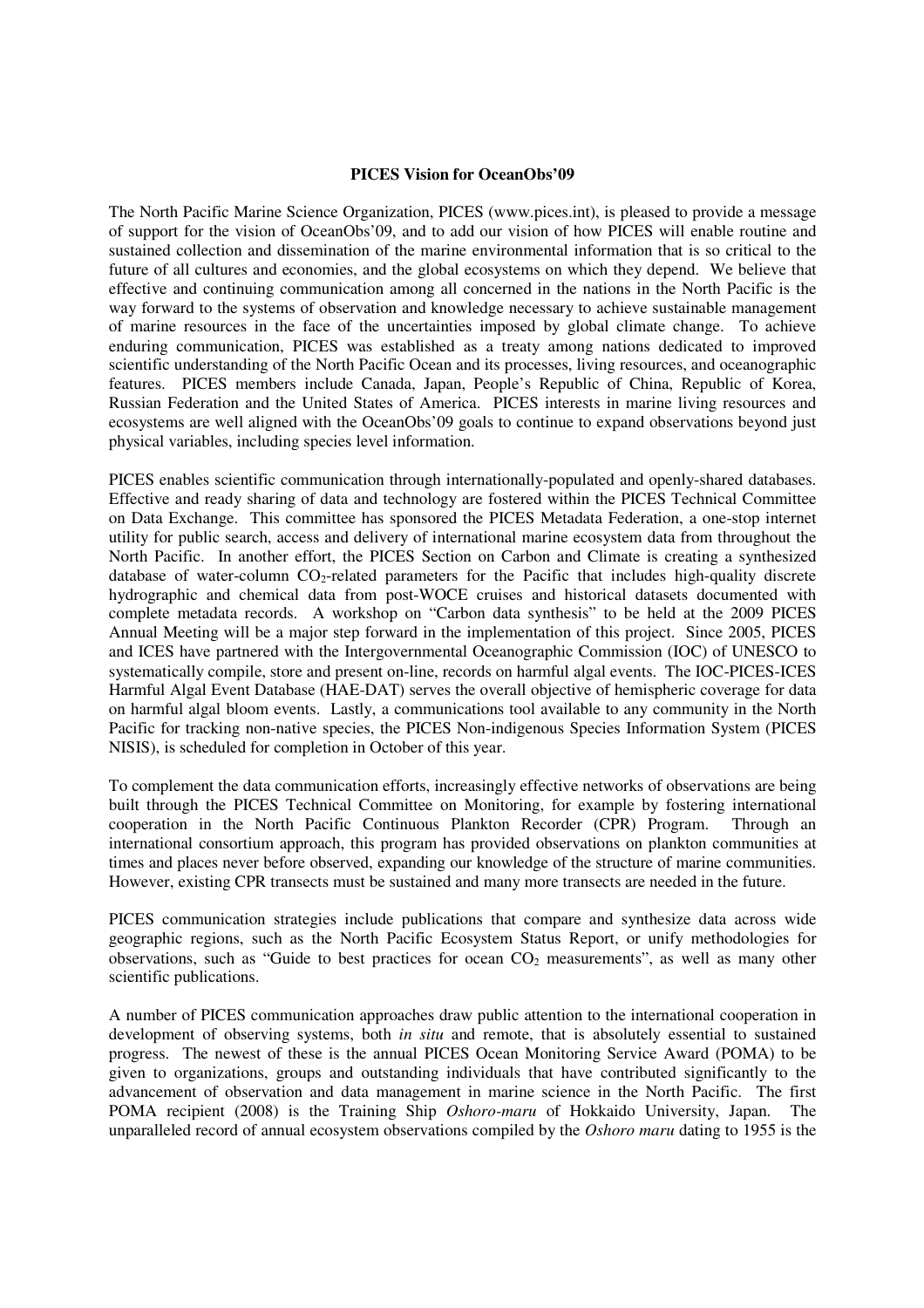**PICES Vision for OceanObs'09**

The North Pacific Marine Science Organization, PICES (www.pices.int), is pleased to provide a message of support for the vision of OceanObs'09, and to add our vision of how PICES will enable routine and sustained collection and dissemination of the marine environmental information that is so critical to the future of all cultures and economies, and the global ecosystems on which they depend. We believe that effective and continuing communication among all concerned in the nations in the North Pacific is the way forward to the systems of observation and knowledge necessary to achieve sustainable management of marine resources in the face of the uncertainties imposed by global climate change. To achieve enduring communication, PICES was established as a treaty among nations dedicated to improved scientific understanding of the North Pacific Ocean and its processes, living resources, and oceanographic features. PICES members include Canada, Japan, People's Republic of China, Republic of Korea, Russian Federation and the United States of America. PICES interests in marine living resources and ecosystems are well aligned with the OceanObs'09 goals to continue to expand observations beyond just physical variables, including species level information.

PICES enables scientific communication through internationally-populated and openly-shared databases. Effective and ready sharing of data and technology are fostered within the PICES Technical Committee on Data Exchange. This committee has sponsored the PICES Metadata Federation, a one-stop internet utility for public search, access and delivery of international marine ecosystem data from throughout the North Pacific. In another effort, the PICES Section on Carbon and Climate is creating a synthesized database of water-column $CO_2$-related parameters for the Pacific that includes high-quality discrete hydrographic and chemical data from post-WOCE cruises and historical datasets documented with complete metadata records. A workshop on "Carbon data synthesis" to be held at the 2009 PICES Annual Meeting will be a major step forward in the implementation of this project. Since 2005, PICES and ICES have partnered with the Intergovernmental Oceanographic Commission (IOC) of UNESCO to systematically compile, store and present on-line, records on harmful algal events. The IOC-PICES-ICES Harmful Algal Event Database (HAE-DAT) serves the overall objective of hemispheric coverage for data on harmful algal bloom events. Lastly, a communications tool available to any community in the North Pacific for tracking non-native species, the PICES Non-indigenous Species Information System (PICES NISIS), is scheduled for completion in October of this year.

To complement the data communication efforts, increasingly effective networks of observations are being built through the PICES Technical Committee on Monitoring, for example by fostering international cooperation in the North Pacific Continuous Plankton Recorder (CPR) Program. Through an international consortium approach, this program has provided observations on plankton communities at times and places never before observed, expanding our knowledge of the structure of marine communities. However, existing CPR transects must be sustained and many more transects are needed in the future.

PICES communication strategies include publications that compare and synthesize data across wide geographic regions, such as the North Pacific Ecosystem Status Report, or unify methodologies for observations, such as "Guide to best practices for ocean $CO_2$ measurements", as well as many other scientific publications.

A number of PICES communication approaches draw public attention to the international cooperation in development of observing systems, both *in situ* and remote, that is absolutely essential to sustained progress. The newest of these is the annual PICES Ocean Monitoring Service Award (POMA) to be given to organizations, groups and outstanding individuals that have contributed significantly to the advancement of observation and data management in marine science in the North Pacific. The first POMA recipient (2008) is the Training Ship *Oshoro-maru* of Hokkaido University, Japan. The unparalleled record of annual ecosystem observations compiled by the *Oshoro maru* dating to 1955 is the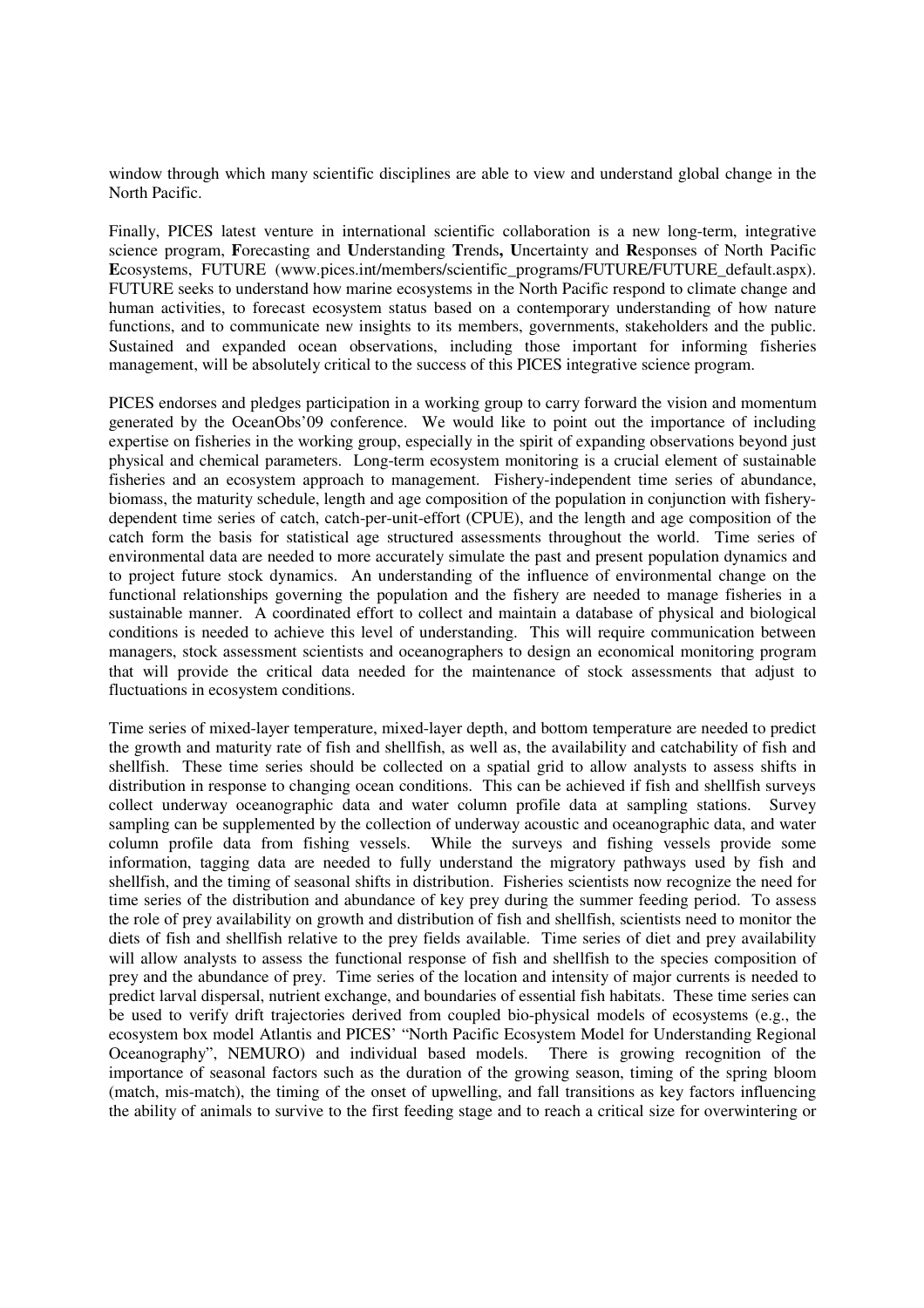window through which many scientific disciplines are able to view and understand global change in the North Pacific.

Finally, PICES latest venture in international scientific collaboration is a new long-term, integrative science program, **F**orecasting and **U**nderstanding **T**rends**, U**ncertainty and **R**esponses of North Pacific **E**cosystems, FUTURE (www.pices.int/members/scientific_programs/FUTURE/FUTURE_default.aspx). FUTURE seeks to understand how marine ecosystems in the North Pacific respond to climate change and human activities, to forecast ecosystem status based on a contemporary understanding of how nature functions, and to communicate new insights to its members, governments, stakeholders and the public. Sustained and expanded ocean observations, including those important for informing fisheries management, will be absolutely critical to the success of this PICES integrative science program.

PICES endorses and pledges participation in a working group to carry forward the vision and momentum generated by the OceanObs'09 conference. We would like to point out the importance of including expertise on fisheries in the working group, especially in the spirit of expanding observations beyond just physical and chemical parameters. Long-term ecosystem monitoring is a crucial element of sustainable fisheries and an ecosystem approach to management. Fishery-independent time series of abundance, biomass, the maturity schedule, length and age composition of the population in conjunction with fishery-dependent time series of catch, catch-per-unit-effort (CPUE), and the length and age composition of the catch form the basis for statistical age structured assessments throughout the world. Time series of environmental data are needed to more accurately simulate the past and present population dynamics and to project future stock dynamics. An understanding of the influence of environmental change on the functional relationships governing the population and the fishery are needed to manage fisheries in a sustainable manner. A coordinated effort to collect and maintain a database of physical and biological conditions is needed to achieve this level of understanding. This will require communication between managers, stock assessment scientists and oceanographers to design an economical monitoring program that will provide the critical data needed for the maintenance of stock assessments that adjust to fluctuations in ecosystem conditions.

Time series of mixed-layer temperature, mixed-layer depth, and bottom temperature are needed to predict the growth and maturity rate of fish and shellfish, as well as, the availability and catchability of fish and shellfish. These time series should be collected on a spatial grid to allow analysts to assess shifts in distribution in response to changing ocean conditions. This can be achieved if fish and shellfish surveys collect underway oceanographic data and water column profile data at sampling stations. Survey sampling can be supplemented by the collection of underway acoustic and oceanographic data, and water column profile data from fishing vessels. While the surveys and fishing vessels provide some information, tagging data are needed to fully understand the migratory pathways used by fish and shellfish, and the timing of seasonal shifts in distribution. Fisheries scientists now recognize the need for time series of the distribution and abundance of key prey during the summer feeding period. To assess the role of prey availability on growth and distribution of fish and shellfish, scientists need to monitor the diets of fish and shellfish relative to the prey fields available. Time series of diet and prey availability will allow analysts to assess the functional response of fish and shellfish to the species composition of prey and the abundance of prey. Time series of the location and intensity of major currents is needed to predict larval dispersal, nutrient exchange, and boundaries of essential fish habitats. These time series can be used to verify drift trajectories derived from coupled bio-physical models of ecosystems (e.g., the ecosystem box model Atlantis and PICES' "North Pacific Ecosystem Model for Understanding Regional Oceanography", NEMURO) and individual based models. There is growing recognition of the importance of seasonal factors such as the duration of the growing season, timing of the spring bloom (match, mis-match), the timing of the onset of upwelling, and fall transitions as key factors influencing the ability of animals to survive to the first feeding stage and to reach a critical size for overwintering or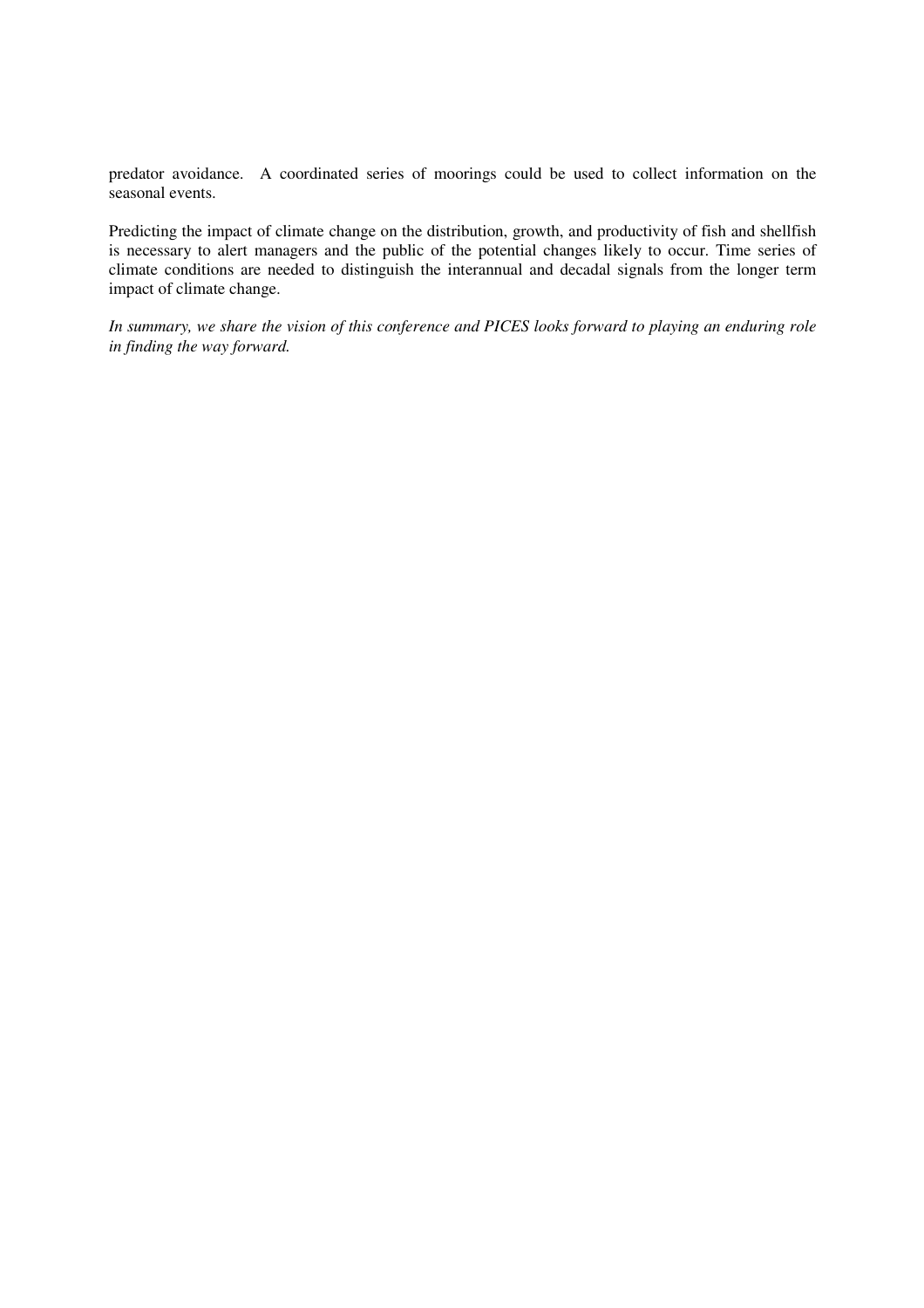predator avoidance. A coordinated series of moorings could be used to collect information on the seasonal events.

Predicting the impact of climate change on the distribution, growth, and productivity of fish and shellfish is necessary to alert managers and the public of the potential changes likely to occur. Time series of climate conditions are needed to distinguish the interannual and decadal signals from the longer term impact of climate change.

*In summary, we share the vision of this conference and PICES looks forward to playing an enduring role in finding the way forward.*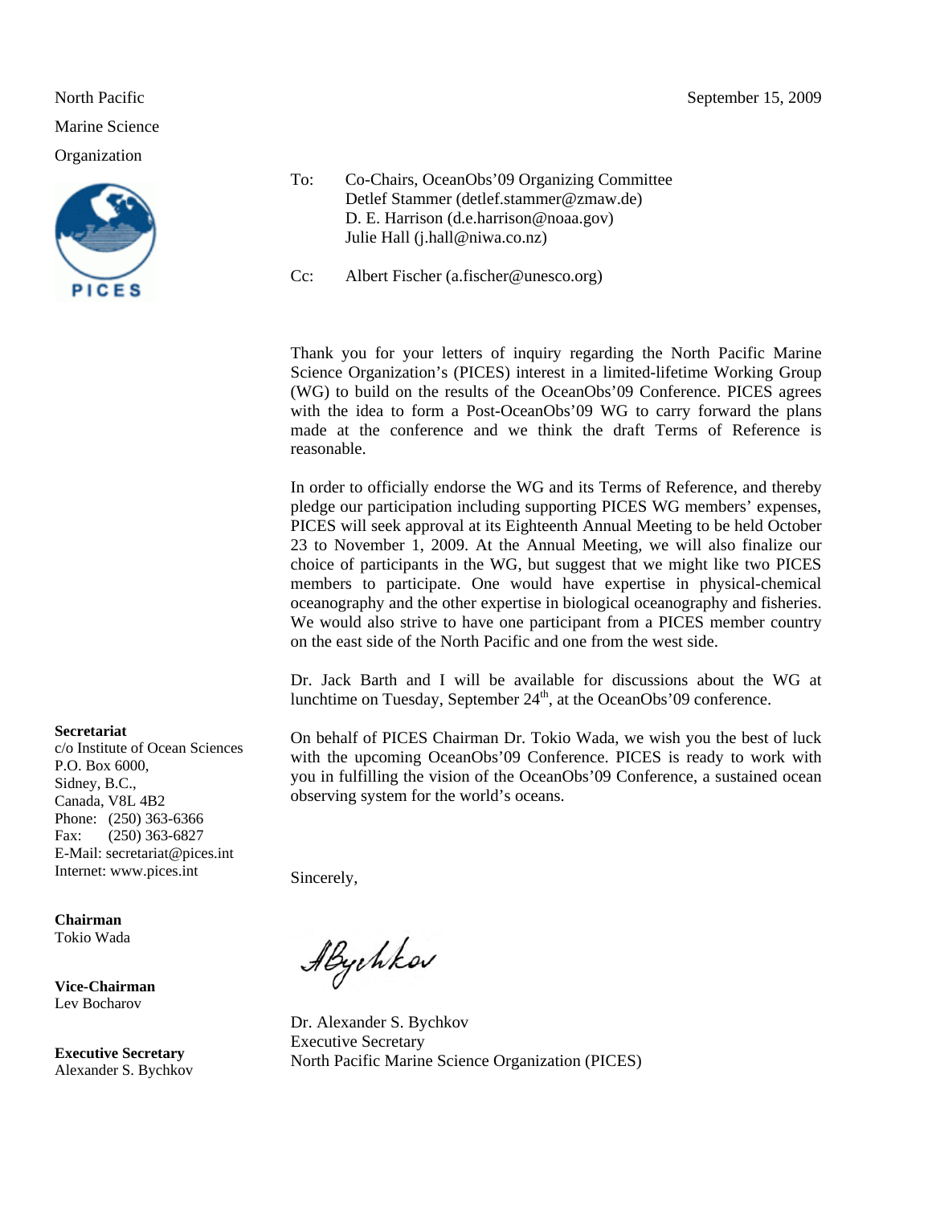North Pacific
Marine Science
Organization

PICES

September 15, 2009

To: Co-Chairs, OceanObs'09 Organizing Committee
Detlef Stammer (detlef.stammer@zmaw.de)
D. E. Harrison (d.e.harrison@noaa.gov)
Julie Hall (j.hall@niwa.co.nz)

Cc: Albert Fischer (a.fischer@unesco.org)

Thank you for your letters of inquiry regarding the North Pacific Marine Science Organization's (PICES) interest in a limited-lifetime Working Group (WG) to build on the results of the OceanObs'09 Conference. PICES agrees with the idea to form a Post-OceanObs'09 WG to carry forward the plans made at the conference and we think the draft Terms of Reference is reasonable.

In order to officially endorse the WG and its Terms of Reference, and thereby pledge our participation including supporting PICES WG members' expenses, PICES will seek approval at its Eighteenth Annual Meeting to be held October 23 to November 1, 2009. At the Annual Meeting, we will also finalize our choice of participants in the WG, but suggest that we might like two PICES members to participate. One would have expertise in physical-chemical oceanography and the other expertise in biological oceanography and fisheries. We would also strive to have one participant from a PICES member country on the east side of the North Pacific and one from the west side.

Dr. Jack Barth and I will be available for discussions about the WG at lunchtime on Tuesday, September 24th, at the OceanObs'09 conference.

On behalf of PICES Chairman Dr. Tokio Wada, we wish you the best of luck with the upcoming OceanObs'09 Conference. PICES is ready to work with you in fulfilling the vision of the OceanObs'09 Conference, a sustained ocean observing system for the world's oceans.

Sincerely,

ABychkov

Dr. Alexander S. Bychkov
Executive Secretary
North Pacific Marine Science Organization (PICES)

**Secretariat**
c/o Institute of Ocean Sciences
P.O. Box 6000,
Sidney, B.C.,
Canada, V8L 4B2
Phone: (250) 363-6366
Fax: (250) 363-6827
E-Mail: secretariat@pices.int
Internet: www.pices.int

**Chairman**
Tokio Wada

**Vice-Chairman**
Lev Bocharov

**Executive Secretary**
Alexander S. Bychkov